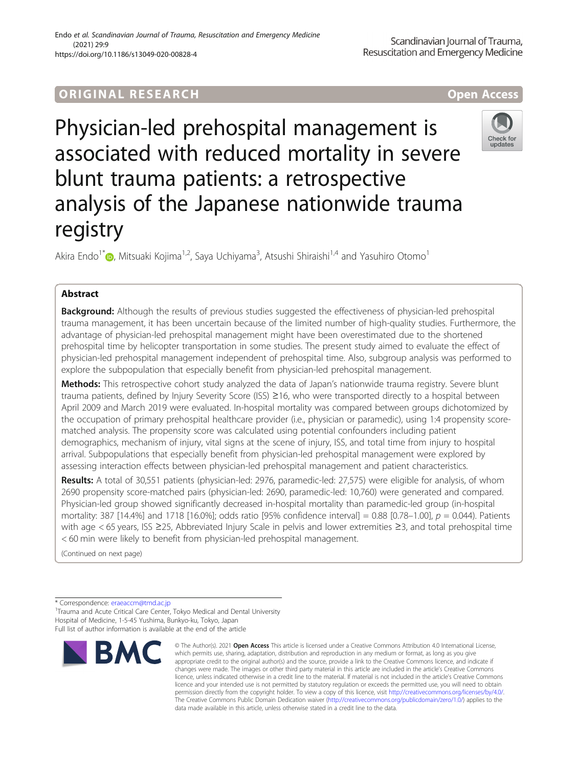ORIGINAL RESEARCH

Open Access

# Physician-led prehospital management is associated with reduced mortality in severe blunt trauma patients: a retrospective analysis of the Japanese nationwide trauma registry

Akira Endo[1*], Mitsuaki Kojima[1,2], Saya Uchiyama[3], Atsushi Shiraishi[1,4] and Yasuhiro Otomo[1]

## Abstract

**Background:** Although the results of previous studies suggested the effectiveness of physician-led prehospital trauma management, it has been uncertain because of the limited number of high-quality studies. Furthermore, the advantage of physician-led prehospital management might have been overestimated due to the shortened prehospital time by helicopter transportation in some studies. The present study aimed to evaluate the effect of physician-led prehospital management independent of prehospital time. Also, subgroup analysis was performed to explore the subpopulation that especially benefit from physician-led prehospital management.

**Methods:** This retrospective cohort study analyzed the data of Japan's nationwide trauma registry. Severe blunt trauma patients, defined by Injury Severity Score (ISS) ≥16, who were transported directly to a hospital between April 2009 and March 2019 were evaluated. In-hospital mortality was compared between groups dichotomized by the occupation of primary prehospital healthcare provider (i.e., physician or paramedic), using 1:4 propensity score-matched analysis. The propensity score was calculated using potential confounders including patient demographics, mechanism of injury, vital signs at the scene of injury, ISS, and total time from injury to hospital arrival. Subpopulations that especially benefit from physician-led prehospital management were explored by assessing interaction effects between physician-led prehospital management and patient characteristics.

**Results:** A total of 30,551 patients (physician-led: 2976, paramedic-led: 27,575) were eligible for analysis, of whom 2690 propensity score-matched pairs (physician-led: 2690, paramedic-led: 10,760) were generated and compared. Physician-led group showed significantly decreased in-hospital mortality than paramedic-led group (in-hospital mortality: 387 [14.4%] and 1718 [16.0%]; odds ratio [95% confidence interval] = 0.88 [0.78–1.00], $p = 0.044$). Patients with age < 65 years, ISS ≥25, Abbreviated Injury Scale in pelvis and lower extremities ≥3, and total prehospital time < 60 min were likely to benefit from physician-led prehospital management.

(Continued on next page)

\* Correspondence: eraeaccm@tmd.ac.jp

[1]Trauma and Acute Critical Care Center, Tokyo Medical and Dental University Hospital of Medicine, 1-5-45 Yushima, Bunkyo-ku, Tokyo, Japan

Full list of author information is available at the end of the article

© The Author(s). 2021 **Open Access** This article is licensed under a Creative Commons Attribution 4.0 International License, which permits use, sharing, adaptation, distribution and reproduction in any medium or format, as long as you give appropriate credit to the original author(s) and the source, provide a link to the Creative Commons licence, and indicate if changes were made. The images or other third party material in this article are included in the article's Creative Commons licence, unless indicated otherwise in a credit line to the material. If material is not included in the article's Creative Commons licence and your intended use is not permitted by statutory regulation or exceeds the permitted use, you will need to obtain permission directly from the copyright holder. To view a copy of this licence, visit http://creativecommons.org/licenses/by/4.0/. The Creative Commons Public Domain Dedication waiver (http://creativecommons.org/publicdomain/zero/1.0/) applies to the data made available in this article, unless otherwise stated in a credit line to the data.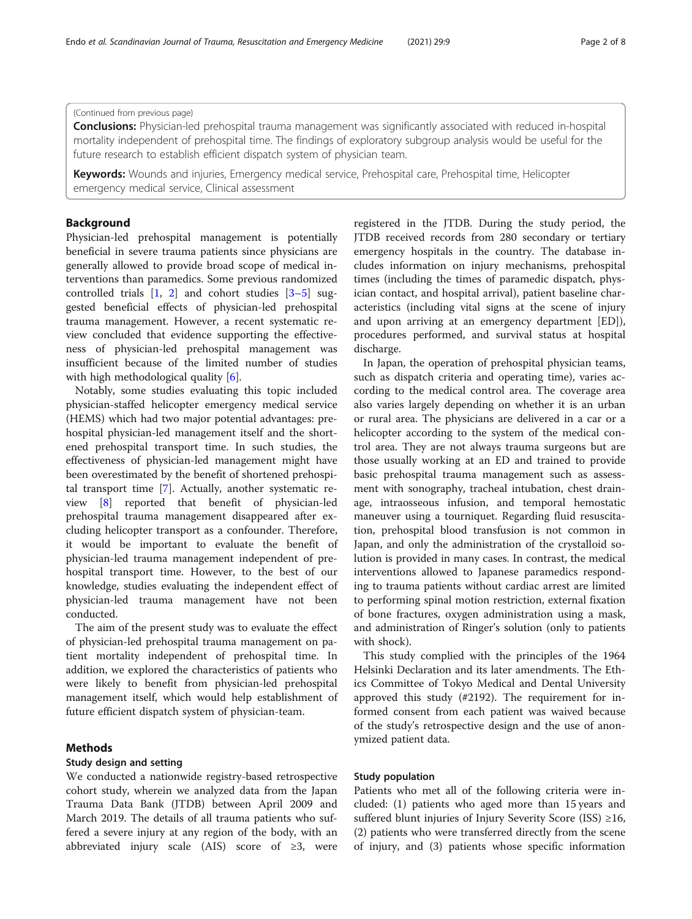(Continued from previous page)

**Conclusions:** Physician-led prehospital trauma management was significantly associated with reduced in-hospital mortality independent of prehospital time. The findings of exploratory subgroup analysis would be useful for the future research to establish efficient dispatch system of physician team.

**Keywords:** Wounds and injuries, Emergency medical service, Prehospital care, Prehospital time, Helicopter emergency medical service, Clinical assessment

## Background

Physician-led prehospital management is potentially beneficial in severe trauma patients since physicians are generally allowed to provide broad scope of medical interventions than paramedics. Some previous randomized controlled trials [1, 2] and cohort studies [3–5] suggested beneficial effects of physician-led prehospital trauma management. However, a recent systematic review concluded that evidence supporting the effectiveness of physician-led prehospital management was insufficient because of the limited number of studies with high methodological quality [6].

Notably, some studies evaluating this topic included physician-staffed helicopter emergency medical service (HEMS) which had two major potential advantages: prehospital physician-led management itself and the shortened prehospital transport time. In such studies, the effectiveness of physician-led management might have been overestimated by the benefit of shortened prehospital transport time [7]. Actually, another systematic review [8] reported that benefit of physician-led prehospital trauma management disappeared after excluding helicopter transport as a confounder. Therefore, it would be important to evaluate the benefit of physician-led trauma management independent of prehospital transport time. However, to the best of our knowledge, studies evaluating the independent effect of physician-led trauma management have not been conducted.

The aim of the present study was to evaluate the effect of physician-led prehospital trauma management on patient mortality independent of prehospital time. In addition, we explored the characteristics of patients who were likely to benefit from physician-led prehospital management itself, which would help establishment of future efficient dispatch system of physician-team.

## Methods

### Study design and setting

We conducted a nationwide registry-based retrospective cohort study, wherein we analyzed data from the Japan Trauma Data Bank (JTDB) between April 2009 and March 2019. The details of all trauma patients who suffered a severe injury at any region of the body, with an abbreviated injury scale (AIS) score of ≥3, were registered in the JTDB. During the study period, the JTDB received records from 280 secondary or tertiary emergency hospitals in the country. The database includes information on injury mechanisms, prehospital times (including the times of paramedic dispatch, physician contact, and hospital arrival), patient baseline characteristics (including vital signs at the scene of injury and upon arriving at an emergency department [ED]), procedures performed, and survival status at hospital discharge.

In Japan, the operation of prehospital physician teams, such as dispatch criteria and operating time), varies according to the medical control area. The coverage area also varies largely depending on whether it is an urban or rural area. The physicians are delivered in a car or a helicopter according to the system of the medical control area. They are not always trauma surgeons but are those usually working at an ED and trained to provide basic prehospital trauma management such as assessment with sonography, tracheal intubation, chest drainage, intraosseous infusion, and temporal hemostatic maneuver using a tourniquet. Regarding fluid resuscitation, prehospital blood transfusion is not common in Japan, and only the administration of the crystalloid solution is provided in many cases. In contrast, the medical interventions allowed to Japanese paramedics responding to trauma patients without cardiac arrest are limited to performing spinal motion restriction, external fixation of bone fractures, oxygen administration using a mask, and administration of Ringer's solution (only to patients with shock).

This study complied with the principles of the 1964 Helsinki Declaration and its later amendments. The Ethics Committee of Tokyo Medical and Dental University approved this study (#2192). The requirement for informed consent from each patient was waived because of the study's retrospective design and the use of anonymized patient data.

### Study population

Patients who met all of the following criteria were included: (1) patients who aged more than 15 years and suffered blunt injuries of Injury Severity Score (ISS) ≥16, (2) patients who were transferred directly from the scene of injury, and (3) patients whose specific information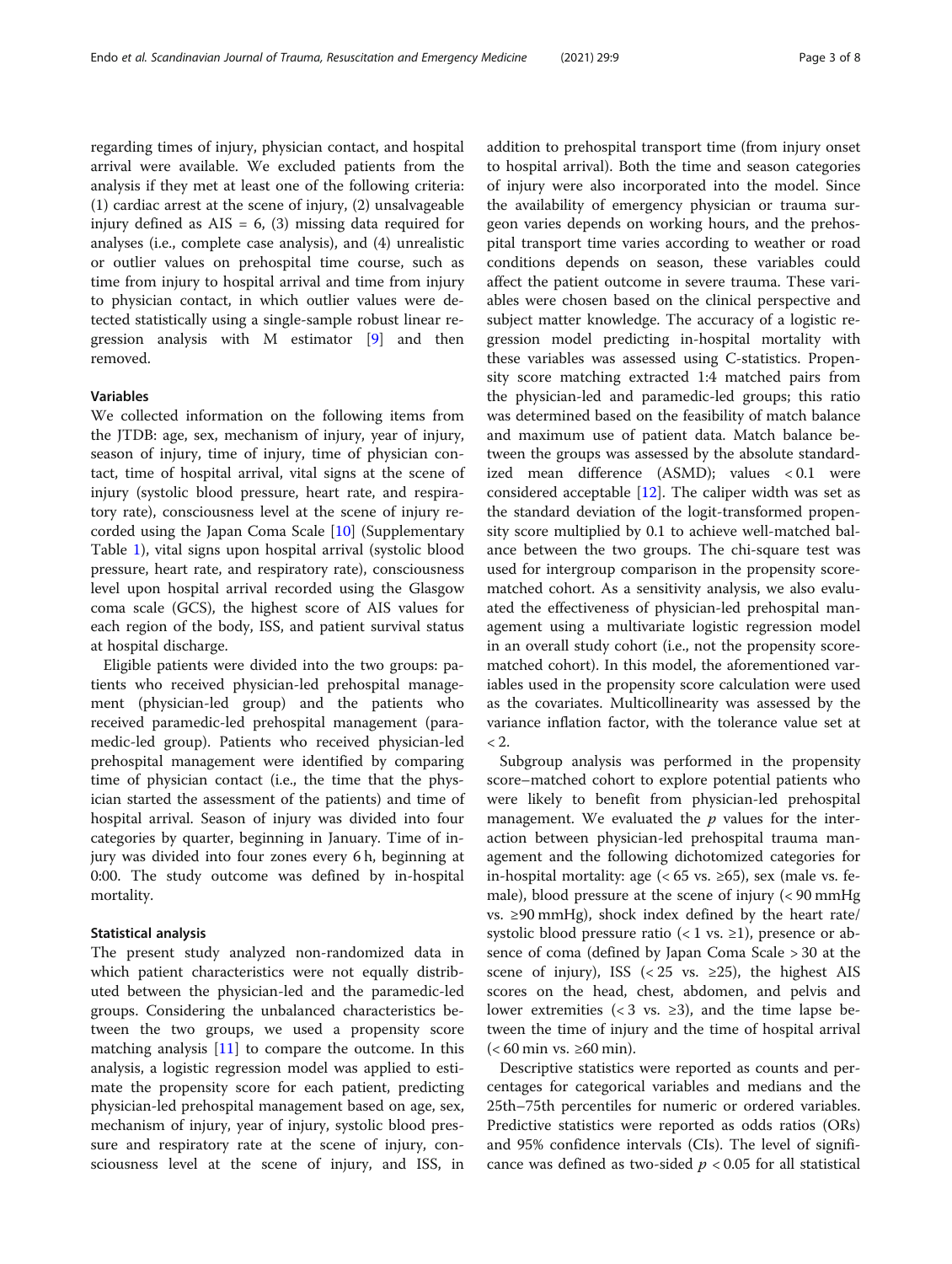regarding times of injury, physician contact, and hospital arrival were available. We excluded patients from the analysis if they met at least one of the following criteria: (1) cardiac arrest at the scene of injury, (2) unsalvageable injury defined as AIS = 6, (3) missing data required for analyses (i.e., complete case analysis), and (4) unrealistic or outlier values on prehospital time course, such as time from injury to hospital arrival and time from injury to physician contact, in which outlier values were detected statistically using a single-sample robust linear regression analysis with M estimator [9] and then removed.

## Variables

We collected information on the following items from the JTDB: age, sex, mechanism of injury, year of injury, season of injury, time of injury, time of physician contact, time of hospital arrival, vital signs at the scene of injury (systolic blood pressure, heart rate, and respiratory rate), consciousness level at the scene of injury recorded using the Japan Coma Scale [10] (Supplementary Table 1), vital signs upon hospital arrival (systolic blood pressure, heart rate, and respiratory rate), consciousness level upon hospital arrival recorded using the Glasgow coma scale (GCS), the highest score of AIS values for each region of the body, ISS, and patient survival status at hospital discharge.

Eligible patients were divided into the two groups: patients who received physician-led prehospital management (physician-led group) and the patients who received paramedic-led prehospital management (paramedic-led group). Patients who received physician-led prehospital management were identified by comparing time of physician contact (i.e., the time that the physician started the assessment of the patients) and time of hospital arrival. Season of injury was divided into four categories by quarter, beginning in January. Time of injury was divided into four zones every 6 h, beginning at 0:00. The study outcome was defined by in-hospital mortality.

## Statistical analysis

The present study analyzed non-randomized data in which patient characteristics were not equally distributed between the physician-led and the paramedic-led groups. Considering the unbalanced characteristics between the two groups, we used a propensity score matching analysis [11] to compare the outcome. In this analysis, a logistic regression model was applied to estimate the propensity score for each patient, predicting physician-led prehospital management based on age, sex, mechanism of injury, year of injury, systolic blood pressure and respiratory rate at the scene of injury, consciousness level at the scene of injury, and ISS, in addition to prehospital transport time (from injury onset to hospital arrival). Both the time and season categories of injury were also incorporated into the model. Since the availability of emergency physician or trauma surgeon varies depends on working hours, and the prehospital transport time varies according to weather or road conditions depends on season, these variables could affect the patient outcome in severe trauma. These variables were chosen based on the clinical perspective and subject matter knowledge. The accuracy of a logistic regression model predicting in-hospital mortality with these variables was assessed using C-statistics. Propensity score matching extracted 1:4 matched pairs from the physician-led and paramedic-led groups; this ratio was determined based on the feasibility of match balance and maximum use of patient data. Match balance between the groups was assessed by the absolute standardized mean difference (ASMD); values $< 0.1$ were considered acceptable [12]. The caliper width was set as the standard deviation of the logit-transformed propensity score multiplied by 0.1 to achieve well-matched balance between the two groups. The chi-square test was used for intergroup comparison in the propensity score-matched cohort. As a sensitivity analysis, we also evaluated the effectiveness of physician-led prehospital management using a multivariate logistic regression model in an overall study cohort (i.e., not the propensity score-matched cohort). In this model, the aforementioned variables used in the propensity score calculation were used as the covariates. Multicollinearity was assessed by the variance inflation factor, with the tolerance value set at $< 2$.

Subgroup analysis was performed in the propensity score–matched cohort to explore potential patients who were likely to benefit from physician-led prehospital management. We evaluated the $p$ values for the interaction between physician-led prehospital trauma management and the following dichotomized categories for in-hospital mortality: age ($< 65$ vs. $\geq 65$), sex (male vs. female), blood pressure at the scene of injury ($< 90$ mmHg vs. $\geq 90$ mmHg), shock index defined by the heart rate/systolic blood pressure ratio ($< 1$ vs. $\geq 1$), presence or absence of coma (defined by Japan Coma Scale $> 30$ at the scene of injury), ISS ($< 25$ vs. $\geq 25$), the highest AIS scores on the head, chest, abdomen, and pelvis and lower extremities ($< 3$ vs. $\geq 3$), and the time lapse between the time of injury and the time of hospital arrival ($< 60$ min vs. $\geq 60$ min).

Descriptive statistics were reported as counts and percentages for categorical variables and medians and the 25th–75th percentiles for numeric or ordered variables. Predictive statistics were reported as odds ratios (ORs) and 95% confidence intervals (CIs). The level of significance was defined as two-sided $p < 0.05$ for all statistical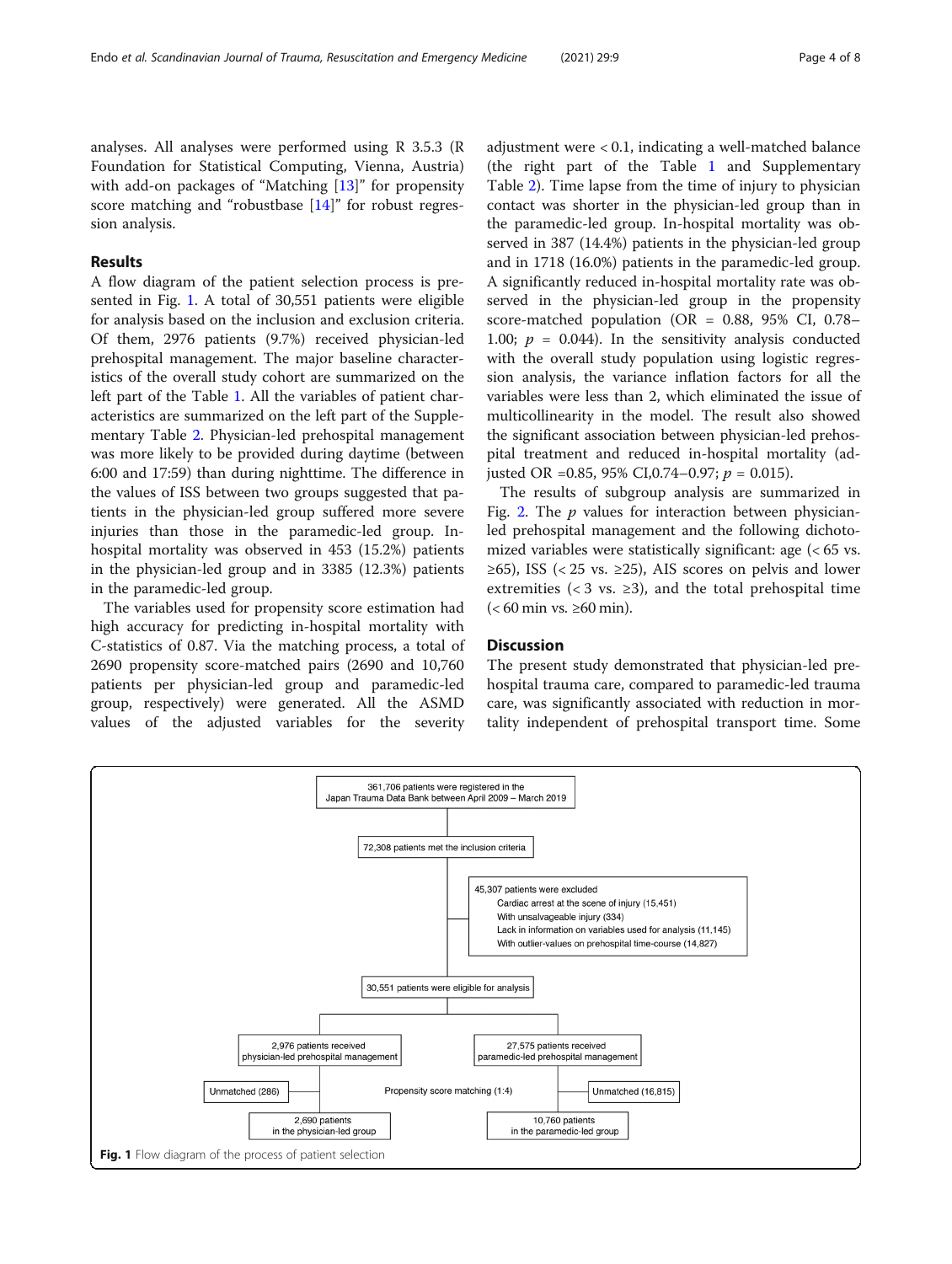analyses. All analyses were performed using R 3.5.3 (R Foundation for Statistical Computing, Vienna, Austria) with add-on packages of "Matching [13]" for propensity score matching and "robustbase [14]" for robust regression analysis.

## Results

A flow diagram of the patient selection process is presented in Fig. 1. A total of 30,551 patients were eligible for analysis based on the inclusion and exclusion criteria. Of them, 2976 patients (9.7%) received physician-led prehospital management. The major baseline characteristics of the overall study cohort are summarized on the left part of the Table 1. All the variables of patient characteristics are summarized on the left part of the Supplementary Table 2. Physician-led prehospital management was more likely to be provided during daytime (between 6:00 and 17:59) than during nighttime. The difference in the values of ISS between two groups suggested that patients in the physician-led group suffered more severe injuries than those in the paramedic-led group. In-hospital mortality was observed in 453 (15.2%) patients in the physician-led group and in 3385 (12.3%) patients in the paramedic-led group.

The variables used for propensity score estimation had high accuracy for predicting in-hospital mortality with C-statistics of 0.87. Via the matching process, a total of 2690 propensity score-matched pairs (2690 and 10,760 patients per physician-led group and paramedic-led group, respectively) were generated. All the ASMD values of the adjusted variables for the severity adjustment were < 0.1, indicating a well-matched balance (the right part of the Table 1 and Supplementary Table 2). Time lapse from the time of injury to physician contact was shorter in the physician-led group than in the paramedic-led group. In-hospital mortality was observed in 387 (14.4%) patients in the physician-led group and in 1718 (16.0%) patients in the paramedic-led group. A significantly reduced in-hospital mortality rate was observed in the physician-led group in the propensity score-matched population (OR = 0.88, 95% CI, 0.78–1.00; $p$ = 0.044). In the sensitivity analysis conducted with the overall study population using logistic regression analysis, the variance inflation factors for all the variables were less than 2, which eliminated the issue of multicollinearity in the model. The result also showed the significant association between physician-led prehospital treatment and reduced in-hospital mortality (adjusted OR =0.85, 95% CI,0.74–0.97; $p$ = 0.015).

The results of subgroup analysis are summarized in Fig. 2. The $p$ values for interaction between physician-led prehospital management and the following dichotomized variables were statistically significant: age (< 65 vs. ≥65), ISS (< 25 vs. ≥25), AIS scores on pelvis and lower extremities (< 3 vs. ≥3), and the total prehospital time (< 60 min vs. ≥60 min).

## Discussion

The present study demonstrated that physician-led prehospital trauma care, compared to paramedic-led trauma care, was significantly associated with reduction in mortality independent of prehospital transport time. Some

- 361,706 patients were registered in the Japan Trauma Data Bank between April 2009 – March 2019
- 72,308 patients met the inclusion criteria
- 45,307 patients were excluded
  - Cardiac arrest at the scene of injury (15,451)
  - With unsalvageable injury (334)
  - Lack in information on variables used for analysis (11,145)
  - With outlier-values on prehospital time-course (14,827)
- 30,551 patients were eligible for analysis
- 2,976 patients received physician-led prehospital management → Unmatched (286) → 2,690 patients in the physician-led group
- 27,575 patients received paramedic-led prehospital management → Unmatched (16,815) → 10,760 patients in the paramedic-led group
- Propensity score matching (1:4)

**Fig. 1** Flow diagram of the process of patient selection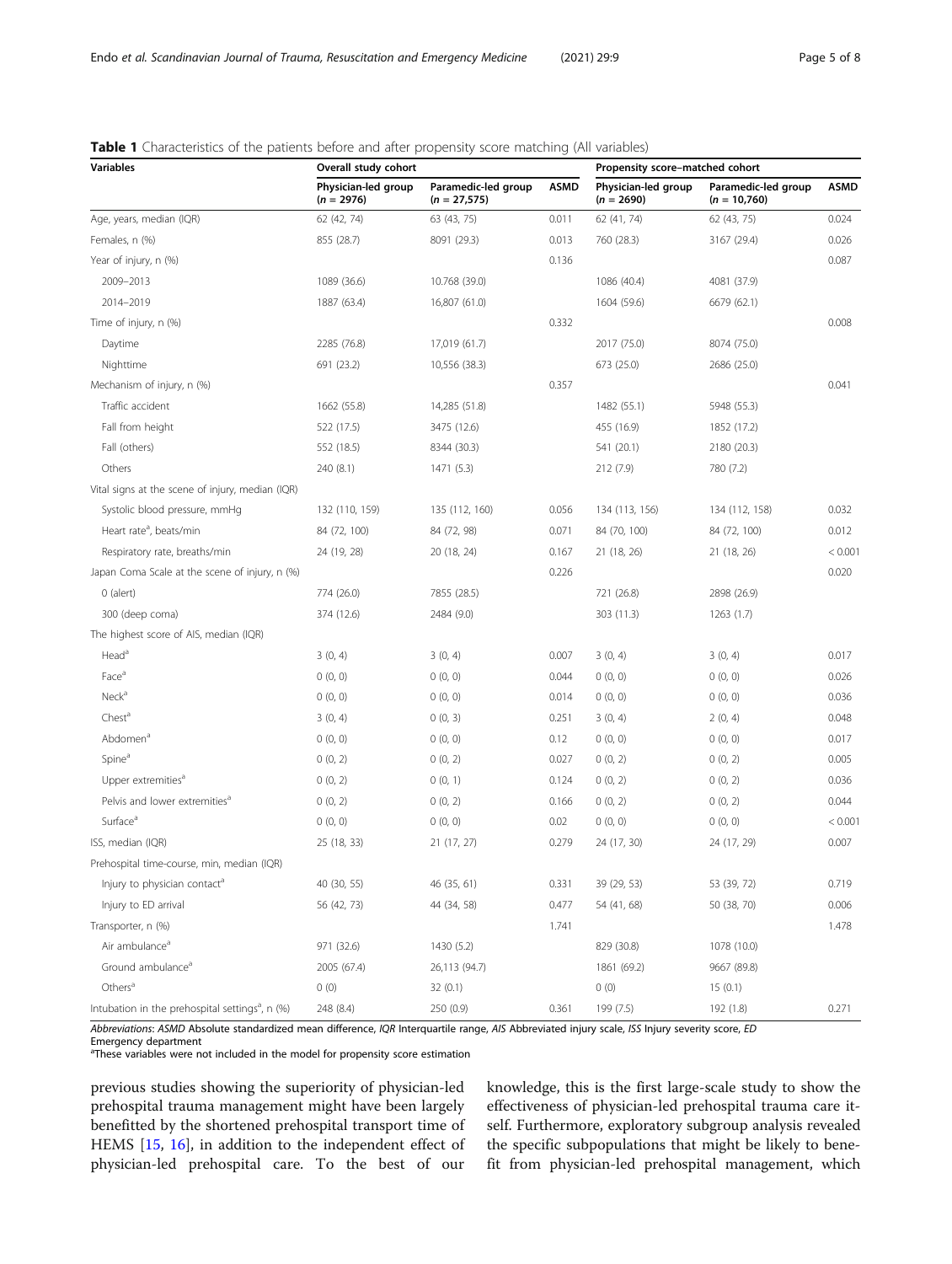**Table 1** Characteristics of the patients before and after propensity score matching (All variables)

| Variables | Overall study cohort | | | Propensity score–matched cohort | | |
|---|---|---|---|---|---|---|
| | Physician-led group (n = 2976) | Paramedic-led group (n = 27,575) | ASMD | Physician-led group (n = 2690) | Paramedic-led group (n = 10,760) | ASMD |
| Age, years, median (IQR) | 62 (42, 74) | 63 (43, 75) | 0.011 | 62 (41, 74) | 62 (43, 75) | 0.024 |
| Females, n (%) | 855 (28.7) | 8091 (29.3) | 0.013 | 760 (28.3) | 3167 (29.4) | 0.026 |
| Year of injury, n (%) | | | 0.136 | | | 0.087 |
| 2009–2013 | 1089 (36.6) | 10.768 (39.0) | | 1086 (40.4) | 4081 (37.9) | |
| 2014–2019 | 1887 (63.4) | 16,807 (61.0) | | 1604 (59.6) | 6679 (62.1) | |
| Time of injury, n (%) | | | 0.332 | | | 0.008 |
| Daytime | 2285 (76.8) | 17,019 (61.7) | | 2017 (75.0) | 8074 (75.0) | |
| Nighttime | 691 (23.2) | 10,556 (38.3) | | 673 (25.0) | 2686 (25.0) | |
| Mechanism of injury, n (%) | | | 0.357 | | | 0.041 |
| Traffic accident | 1662 (55.8) | 14,285 (51.8) | | 1482 (55.1) | 5948 (55.3) | |
| Fall from height | 522 (17.5) | 3475 (12.6) | | 455 (16.9) | 1852 (17.2) | |
| Fall (others) | 552 (18.5) | 8344 (30.3) | | 541 (20.1) | 2180 (20.3) | |
| Others | 240 (8.1) | 1471 (5.3) | | 212 (7.9) | 780 (7.2) | |
| Vital signs at the scene of injury, median (IQR) | | | | | | |
| Systolic blood pressure, mmHg | 132 (110, 159) | 135 (112, 160) | 0.056 | 134 (113, 156) | 134 (112, 158) | 0.032 |
| Heart rate[a], beats/min | 84 (72, 100) | 84 (72, 98) | 0.071 | 84 (70, 100) | 84 (72, 100) | 0.012 |
| Respiratory rate, breaths/min | 24 (19, 28) | 20 (18, 24) | 0.167 | 21 (18, 26) | 21 (18, 26) | < 0.001 |
| Japan Coma Scale at the scene of injury, n (%) | | | 0.226 | | | 0.020 |
| 0 (alert) | 774 (26.0) | 7855 (28.5) | | 721 (26.8) | 2898 (26.9) | |
| 300 (deep coma) | 374 (12.6) | 2484 (9.0) | | 303 (11.3) | 1263 (1.7) | |
| The highest score of AIS, median (IQR) | | | | | | |
| Head[a] | 3 (0, 4) | 3 (0, 4) | 0.007 | 3 (0, 4) | 3 (0, 4) | 0.017 |
| Face[a] | 0 (0, 0) | 0 (0, 0) | 0.044 | 0 (0, 0) | 0 (0, 0) | 0.026 |
| Neck[a] | 0 (0, 0) | 0 (0, 0) | 0.014 | 0 (0, 0) | 0 (0, 0) | 0.036 |
| Chest[a] | 3 (0, 4) | 0 (0, 3) | 0.251 | 3 (0, 4) | 2 (0, 4) | 0.048 |
| Abdomen[a] | 0 (0, 0) | 0 (0, 0) | 0.12 | 0 (0, 0) | 0 (0, 0) | 0.017 |
| Spine[a] | 0 (0, 2) | 0 (0, 2) | 0.027 | 0 (0, 2) | 0 (0, 2) | 0.005 |
| Upper extremities[a] | 0 (0, 2) | 0 (0, 1) | 0.124 | 0 (0, 2) | 0 (0, 2) | 0.036 |
| Pelvis and lower extremities[a] | 0 (0, 2) | 0 (0, 2) | 0.166 | 0 (0, 2) | 0 (0, 2) | 0.044 |
| Surface[a] | 0 (0, 0) | 0 (0, 0) | 0.02 | 0 (0, 0) | 0 (0, 0) | < 0.001 |
| ISS, median (IQR) | 25 (18, 33) | 21 (17, 27) | 0.279 | 24 (17, 30) | 24 (17, 29) | 0.007 |
| Prehospital time-course, min, median (IQR) | | | | | | |
| Injury to physician contact[a] | 40 (30, 55) | 46 (35, 61) | 0.331 | 39 (29, 53) | 53 (39, 72) | 0.719 |
| Injury to ED arrival | 56 (42, 73) | 44 (34, 58) | 0.477 | 54 (41, 68) | 50 (38, 70) | 0.006 |
| Transporter, n (%) | | | 1.741 | | | 1.478 |
| Air ambulance[a] | 971 (32.6) | 1430 (5.2) | | 829 (30.8) | 1078 (10.0) | |
| Ground ambulance[a] | 2005 (67.4) | 26,113 (94.7) | | 1861 (69.2) | 9667 (89.8) | |
| Others[a] | 0 (0) | 32 (0.1) | | 0 (0) | 15 (0.1) | |
| Intubation in the prehospital settings[a], n (%) | 248 (8.4) | 250 (0.9) | 0.361 | 199 (7.5) | 192 (1.8) | 0.271 |

*Abbreviations*: *ASMD* Absolute standardized mean difference, *IQR* Interquartile range, *AIS* Abbreviated injury scale, *ISS* Injury severity score, *ED* Emergency department
[a]These variables were not included in the model for propensity score estimation

previous studies showing the superiority of physician-led prehospital trauma management might have been largely benefitted by the shortened prehospital transport time of HEMS [15, 16], in addition to the independent effect of physician-led prehospital care. To the best of our knowledge, this is the first large-scale study to show the effectiveness of physician-led prehospital trauma care itself. Furthermore, exploratory subgroup analysis revealed the specific subpopulations that might be likely to benefit from physician-led prehospital management, which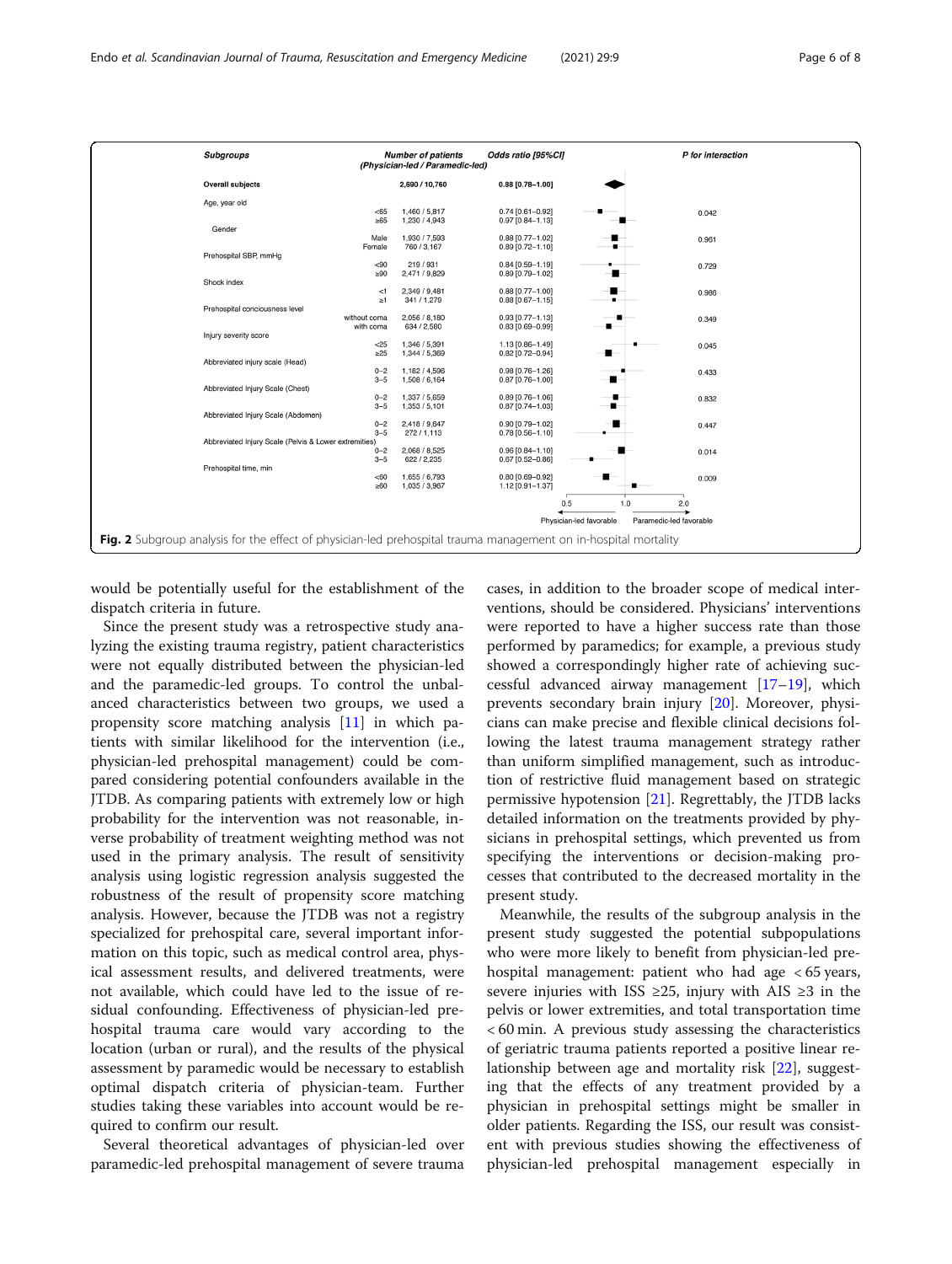| Subgroups | | Number of patients (Physician-led / Paramedic-led) | Odds ratio [95%CI] | P for interaction |
|---|---|---|---|---|
| Overall subjects | | 2,690 / 10,760 | 0.88 [0.78–1.00] | |
| Age, year old | <65 | 1,460 / 5,817 | 0.74 [0.61–0.92] | 0.042 |
| | ≥65 | 1,230 / 4,943 | 0.97 [0.84–1.13] | |
| Gender | Male | 1,930 / 7,593 | 0.88 [0.77–1.02] | 0.961 |
| | Female | 760 / 3,167 | 0.89 [0.72–1.10] | |
| Prehospital SBP, mmHg | <90 | 219 / 931 | 0.84 [0.59–1.19] | 0.729 |
| | ≥90 | 2,471 / 9,829 | 0.89 [0.79–1.02] | |
| Shock index | <1 | 2,349 / 9,481 | 0.88 [0.77–1.00] | 0.986 |
| | ≥1 | 341 / 1,279 | 0.88 [0.67–1.15] | |
| Prehospital conciousness level | without coma | 2,056 / 8,180 | 0.93 [0.77–1.13] | 0.349 |
| | with coma | 634 / 2,580 | 0.83 [0.69–0.99] | |
| Injury severity score | <25 | 1,346 / 5,391 | 1.13 [0.86–1.49] | 0.045 |
| | ≥25 | 1,344 / 5,369 | 0.82 [0.72–0.94] | |
| Abbreviated injury scale (Head) | 0–2 | 1,182 / 4,596 | 0.98 [0.76–1.26] | 0.433 |
| | 3–5 | 1,508 / 6,164 | 0.87 [0.76–1.00] | |
| Abbreviated Injury Scale (Chest) | 0–2 | 1,337 / 5,659 | 0.89 [0.76–1.06] | 0.832 |
| | 3–5 | 1,353 / 5,101 | 0.87 [0.74–1.03] | |
| Abbreviated Injury Scale (Abdomen) | 0–2 | 2,418 / 9,647 | 0.90 [0.79–1.02] | 0.447 |
| | 3–5 | 272 / 1,113 | 0.78 [0.56–1.10] | |
| Abbreviated Injury Scale (Pelvis & Lower extremities) | 0–2 | 2,068 / 8,525 | 0.96 [0.84–1.10] | 0.014 |
| | 3–5 | 622 / 2,235 | 0.67 [0.52–0.86] | |
| Prehospital time, min | <60 | 1,655 / 6,793 | 0.80 [0.69–0.92] | 0.009 |
| | ≥60 | 1,035 / 3,967 | 1.12 [0.91–1.37] | |

(Axis: 0.5, 1.0, 2.0; ← Physician-led favorable | Paramedic-led favorable →)

**Fig. 2** Subgroup analysis for the effect of physician-led prehospital trauma management on in-hospital mortality

would be potentially useful for the establishment of the dispatch criteria in future.

Since the present study was a retrospective study analyzing the existing trauma registry, patient characteristics were not equally distributed between the physician-led and the paramedic-led groups. To control the unbalanced characteristics between two groups, we used a propensity score matching analysis [11] in which patients with similar likelihood for the intervention (i.e., physician-led prehospital management) could be compared considering potential confounders available in the JTDB. As comparing patients with extremely low or high probability for the intervention was not reasonable, inverse probability of treatment weighting method was not used in the primary analysis. The result of sensitivity analysis using logistic regression analysis suggested the robustness of the result of propensity score matching analysis. However, because the JTDB was not a registry specialized for prehospital care, several important information on this topic, such as medical control area, physical assessment results, and delivered treatments, were not available, which could have led to the issue of residual confounding. Effectiveness of physician-led prehospital trauma care would vary according to the location (urban or rural), and the results of the physical assessment by paramedic would be necessary to establish optimal dispatch criteria of physician-team. Further studies taking these variables into account would be required to confirm our result.

Several theoretical advantages of physician-led over paramedic-led prehospital management of severe trauma cases, in addition to the broader scope of medical interventions, should be considered. Physicians' interventions were reported to have a higher success rate than those performed by paramedics; for example, a previous study showed a correspondingly higher rate of achieving successful advanced airway management [17–19], which prevents secondary brain injury [20]. Moreover, physicians can make precise and flexible clinical decisions following the latest trauma management strategy rather than uniform simplified management, such as introduction of restrictive fluid management based on strategic permissive hypotension [21]. Regrettably, the JTDB lacks detailed information on the treatments provided by physicians in prehospital settings, which prevented us from specifying the interventions or decision-making processes that contributed to the decreased mortality in the present study.

Meanwhile, the results of the subgroup analysis in the present study suggested the potential subpopulations who were more likely to benefit from physician-led prehospital management: patient who had age < 65 years, severe injuries with ISS ≥25, injury with AIS ≥3 in the pelvis or lower extremities, and total transportation time < 60 min. A previous study assessing the characteristics of geriatric trauma patients reported a positive linear relationship between age and mortality risk [22], suggesting that the effects of any treatment provided by a physician in prehospital settings might be smaller in older patients. Regarding the ISS, our result was consistent with previous studies showing the effectiveness of physician-led prehospital management especially in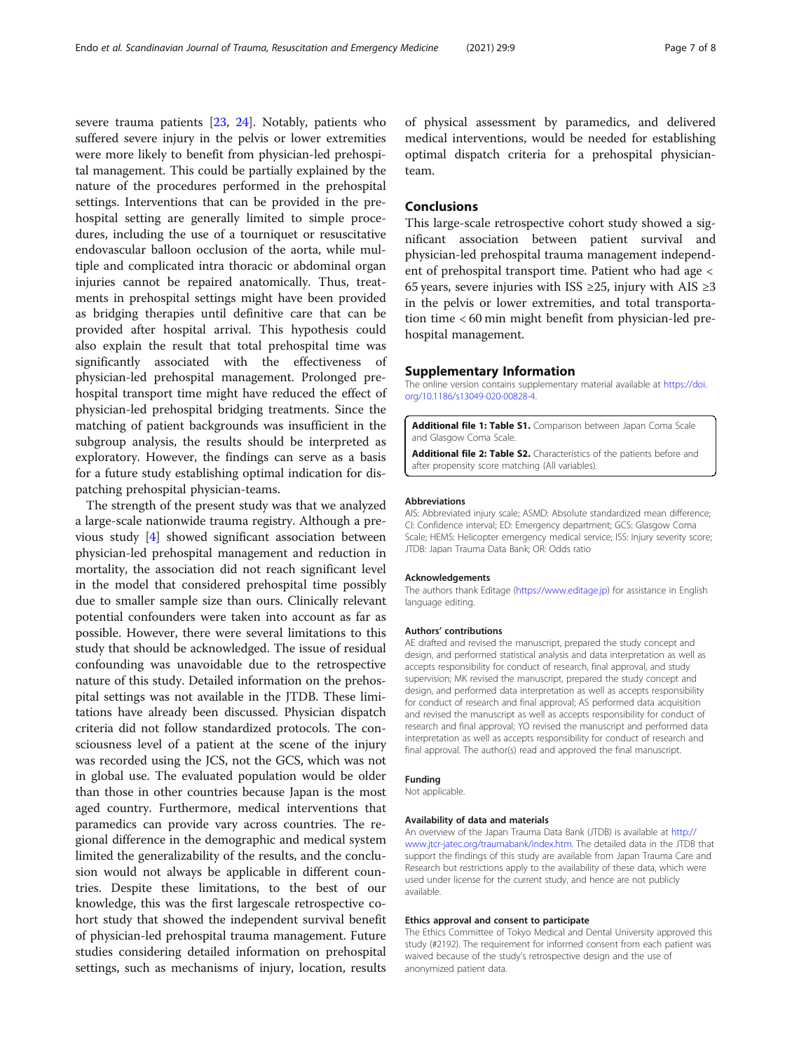severe trauma patients [23, 24]. Notably, patients who suffered severe injury in the pelvis or lower extremities were more likely to benefit from physician-led prehospital management. This could be partially explained by the nature of the procedures performed in the prehospital settings. Interventions that can be provided in the prehospital setting are generally limited to simple procedures, including the use of a tourniquet or resuscitative endovascular balloon occlusion of the aorta, while multiple and complicated intra thoracic or abdominal organ injuries cannot be repaired anatomically. Thus, treatments in prehospital settings might have been provided as bridging therapies until definitive care that can be provided after hospital arrival. This hypothesis could also explain the result that total prehospital time was significantly associated with the effectiveness of physician-led prehospital management. Prolonged prehospital transport time might have reduced the effect of physician-led prehospital bridging treatments. Since the matching of patient backgrounds was insufficient in the subgroup analysis, the results should be interpreted as exploratory. However, the findings can serve as a basis for a future study establishing optimal indication for dispatching prehospital physician-teams.

The strength of the present study was that we analyzed a large-scale nationwide trauma registry. Although a previous study [4] showed significant association between physician-led prehospital management and reduction in mortality, the association did not reach significant level in the model that considered prehospital time possibly due to smaller sample size than ours. Clinically relevant potential confounders were taken into account as far as possible. However, there were several limitations to this study that should be acknowledged. The issue of residual confounding was unavoidable due to the retrospective nature of this study. Detailed information on the prehospital settings was not available in the JTDB. These limitations have already been discussed. Physician dispatch criteria did not follow standardized protocols. The consciousness level of a patient at the scene of the injury was recorded using the JCS, not the GCS, which was not in global use. The evaluated population would be older than those in other countries because Japan is the most aged country. Furthermore, medical interventions that paramedics can provide vary across countries. The regional difference in the demographic and medical system limited the generalizability of the results, and the conclusion would not always be applicable in different countries. Despite these limitations, to the best of our knowledge, this was the first largescale retrospective cohort study that showed the independent survival benefit of physician-led prehospital trauma management. Future studies considering detailed information on prehospital settings, such as mechanisms of injury, location, results of physical assessment by paramedics, and delivered medical interventions, would be needed for establishing optimal dispatch criteria for a prehospital physician-team.

## Conclusions

This large-scale retrospective cohort study showed a significant association between patient survival and physician-led prehospital trauma management independent of prehospital transport time. Patient who had age < 65 years, severe injuries with ISS ≥25, injury with AIS ≥3 in the pelvis or lower extremities, and total transportation time < 60 min might benefit from physician-led prehospital management.

## Supplementary Information

The online version contains supplementary material available at https://doi.org/10.1186/s13049-020-00828-4.

**Additional file 1: Table S1.** Comparison between Japan Coma Scale and Glasgow Coma Scale.

**Additional file 2: Table S2.** Characteristics of the patients before and after propensity score matching (All variables).

#### Abbreviations

AIS: Abbreviated injury scale; ASMD: Absolute standardized mean difference; CI: Confidence interval; ED: Emergency department; GCS: Glasgow Coma Scale; HEMS: Helicopter emergency medical service; ISS: Injury severity score; JTDB: Japan Trauma Data Bank; OR: Odds ratio

#### Acknowledgements

The authors thank Editage (https://www.editage.jp) for assistance in English language editing.

#### Authors' contributions

AE drafted and revised the manuscript, prepared the study concept and design, and performed statistical analysis and data interpretation as well as accepts responsibility for conduct of research, final approval, and study supervision; MK revised the manuscript, prepared the study concept and design, and performed data interpretation as well as accepts responsibility for conduct of research and final approval; AS performed data acquisition and revised the manuscript as well as accepts responsibility for conduct of research and final approval; YO revised the manuscript and performed data interpretation as well as accepts responsibility for conduct of research and final approval. The author(s) read and approved the final manuscript.

#### Funding

Not applicable.

#### Availability of data and materials

An overview of the Japan Trauma Data Bank (JTDB) is available at http://www.jtcr-jatec.org/traumabank/index.htm. The detailed data in the JTDB that support the findings of this study are available from Japan Trauma Care and Research but restrictions apply to the availability of these data, which were used under license for the current study, and hence are not publicly available.

#### Ethics approval and consent to participate

The Ethics Committee of Tokyo Medical and Dental University approved this study (#2192). The requirement for informed consent from each patient was waived because of the study's retrospective design and the use of anonymized patient data.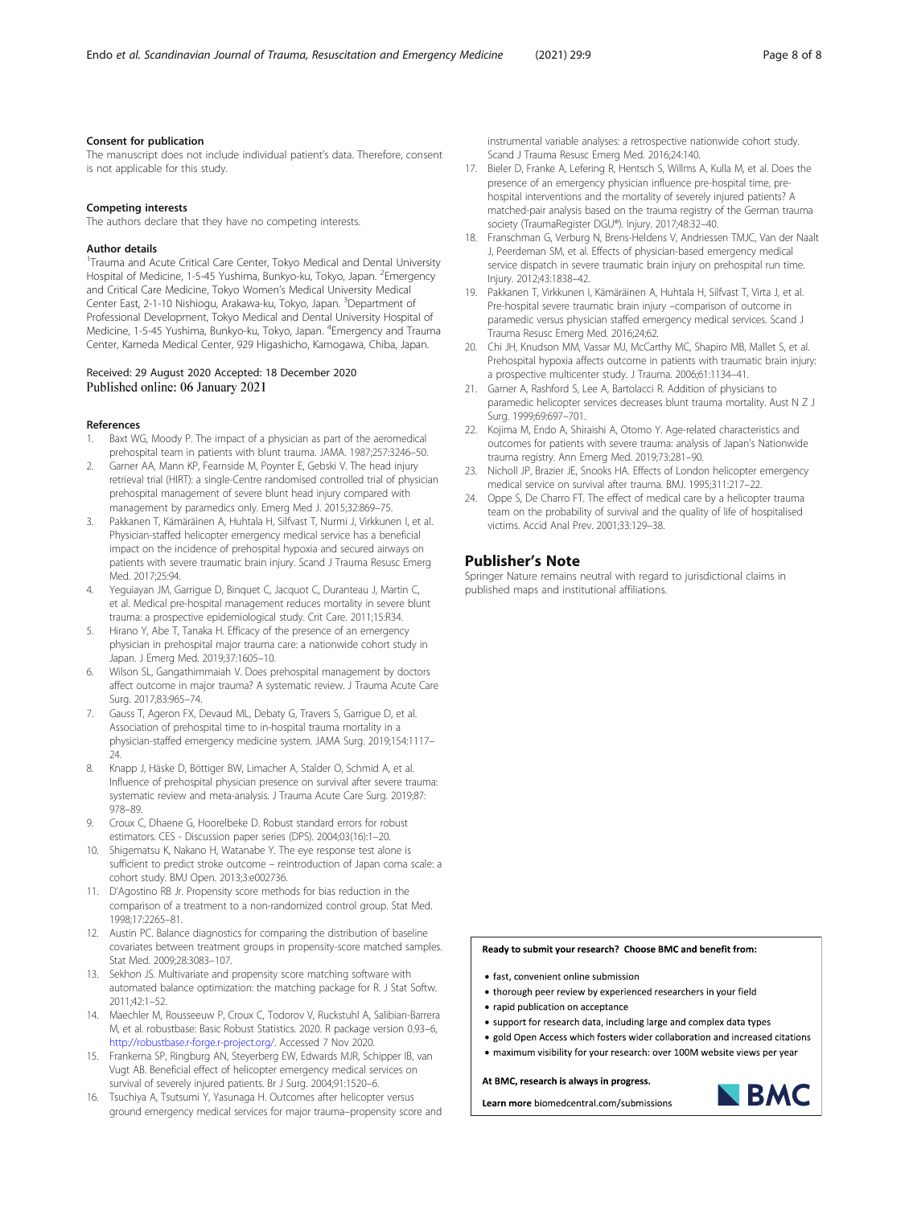### Consent for publication

The manuscript does not include individual patient's data. Therefore, consent is not applicable for this study.

### Competing interests

The authors declare that they have no competing interests.

### Author details

[1]Trauma and Acute Critical Care Center, Tokyo Medical and Dental University Hospital of Medicine, 1-5-45 Yushima, Bunkyo-ku, Tokyo, Japan. [2]Emergency and Critical Care Medicine, Tokyo Women's Medical University Medical Center East, 2-1-10 Nishiogu, Arakawa-ku, Tokyo, Japan. [3]Department of Professional Development, Tokyo Medical and Dental University Hospital of Medicine, 1-5-45 Yushima, Bunkyo-ku, Tokyo, Japan. [4]Emergency and Trauma Center, Kameda Medical Center, 929 Higashicho, Kamogawa, Chiba, Japan.

Received: 29 August 2020 Accepted: 18 December 2020
Published online: 06 January 2021

### References

1. Baxt WG, Moody P. The impact of a physician as part of the aeromedical prehospital team in patients with blunt trauma. JAMA. 1987;257:3246–50.
2. Garner AA, Mann KP, Fearnside M, Poynter E, Gebski V. The head injury retrieval trial (HIRT): a single-Centre randomised controlled trial of physician prehospital management of severe blunt head injury compared with management by paramedics only. Emerg Med J. 2015;32:869–75.
3. Pakkanen T, Kämäräinen A, Huhtala H, Silfvast T, Nurmi J, Virkkunen I, et al. Physician-staffed helicopter emergency medical service has a beneficial impact on the incidence of prehospital hypoxia and secured airways on patients with severe traumatic brain injury. Scand J Trauma Resusc Emerg Med. 2017;25:94.
4. Yeguiayan JM, Garrigue D, Binquet C, Jacquot C, Duranteau J, Martin C, et al. Medical pre-hospital management reduces mortality in severe blunt trauma: a prospective epidemiological study. Crit Care. 2011;15:R34.
5. Hirano Y, Abe T, Tanaka H. Efficacy of the presence of an emergency physician in prehospital major trauma care: a nationwide cohort study in Japan. J Emerg Med. 2019;37:1605–10.
6. Wilson SL, Gangathimmaiah V. Does prehospital management by doctors affect outcome in major trauma? A systematic review. J Trauma Acute Care Surg. 2017;83:965–74.
7. Gauss T, Ageron FX, Devaud ML, Debaty G, Travers S, Garrigue D, et al. Association of prehospital time to in-hospital trauma mortality in a physician-staffed emergency medicine system. JAMA Surg. 2019;154:1117–24.
8. Knapp J, Häske D, Böttiger BW, Limacher A, Stalder O, Schmid A, et al. Influence of prehospital physician presence on survival after severe trauma: systematic review and meta-analysis. J Trauma Acute Care Surg. 2019;87:978–89.
9. Croux C, Dhaene G, Hoorelbeke D. Robust standard errors for robust estimators. CES - Discussion paper series (DPS). 2004;03(16):1–20.
10. Shigematsu K, Nakano H, Watanabe Y. The eye response test alone is sufficient to predict stroke outcome – reintroduction of Japan coma scale: a cohort study. BMJ Open. 2013;3:e002736.
11. D'Agostino RB Jr. Propensity score methods for bias reduction in the comparison of a treatment to a non-randomized control group. Stat Med. 1998;17:2265–81.
12. Austin PC. Balance diagnostics for comparing the distribution of baseline covariates between treatment groups in propensity-score matched samples. Stat Med. 2009;28:3083–107.
13. Sekhon JS. Multivariate and propensity score matching software with automated balance optimization: the matching package for R. J Stat Softw. 2011;42:1–52.
14. Maechler M, Rousseeuw P, Croux C, Todorov V, Ruckstuhl A, Salibian-Barrera M, et al. robustbase: Basic Robust Statistics. 2020. R package version 0.93–6, http://robustbase.r-forge.r-project.org/. Accessed 7 Nov 2020.
15. Frankema SP, Ringburg AN, Steyerberg EW, Edwards MJR, Schipper IB, van Vugt AB. Beneficial effect of helicopter emergency medical services on survival of severely injured patients. Br J Surg. 2004;91:1520–6.
16. Tsuchiya A, Tsutsumi Y, Yasunaga H. Outcomes after helicopter versus ground emergency medical services for major trauma–propensity score and instrumental variable analyses: a retrospective nationwide cohort study. Scand J Trauma Resusc Emerg Med. 2016;24:140.
17. Bieler D, Franke A, Lefering R, Hentsch S, Willms A, Kulla M, et al. Does the presence of an emergency physician influence pre-hospital time, pre-hospital interventions and the mortality of severely injured patients? A matched-pair analysis based on the trauma registry of the German trauma society (TraumaRegister DGU®). Injury. 2017;48:32–40.
18. Franschman G, Verburg N, Brens-Heldens V, Andriessen TMJC, Van der Naalt J, Peerdeman SM, et al. Effects of physician-based emergency medical service dispatch in severe traumatic brain injury on prehospital run time. Injury. 2012;43:1838–42.
19. Pakkanen T, Virkkunen I, Kämäräinen A, Huhtala H, Silfvast T, Virta J, et al. Pre-hospital severe traumatic brain injury –comparison of outcome in paramedic versus physician staffed emergency medical services. Scand J Trauma Resusc Emerg Med. 2016;24:62.
20. Chi JH, Knudson MM, Vassar MJ, McCarthy MC, Shapiro MB, Mallet S, et al. Prehospital hypoxia affects outcome in patients with traumatic brain injury: a prospective multicenter study. J Trauma. 2006;61:1134–41.
21. Garner A, Rashford S, Lee A, Bartolacci R. Addition of physicians to paramedic helicopter services decreases blunt trauma mortality. Aust N Z J Surg. 1999;69:697–701.
22. Kojima M, Endo A, Shiraishi A, Otomo Y. Age-related characteristics and outcomes for patients with severe trauma: analysis of Japan's Nationwide trauma registry. Ann Emerg Med. 2019;73:281–90.
23. Nicholl JP, Brazier JE, Snooks HA. Effects of London helicopter emergency medical service on survival after trauma. BMJ. 1995;311:217–22.
24. Oppe S, De Charro FT. The effect of medical care by a helicopter trauma team on the probability of survival and the quality of life of hospitalised victims. Accid Anal Prev. 2001;33:129–38.

## Publisher's Note

Springer Nature remains neutral with regard to jurisdictional claims in published maps and institutional affiliations.

**Ready to submit your research? Choose BMC and benefit from:**

- fast, convenient online submission
- thorough peer review by experienced researchers in your field
- rapid publication on acceptance
- support for research data, including large and complex data types
- gold Open Access which fosters wider collaboration and increased citations
- maximum visibility for your research: over 100M website views per year

**At BMC, research is always in progress.**

**Learn more** biomedcentral.com/submissions

BMC